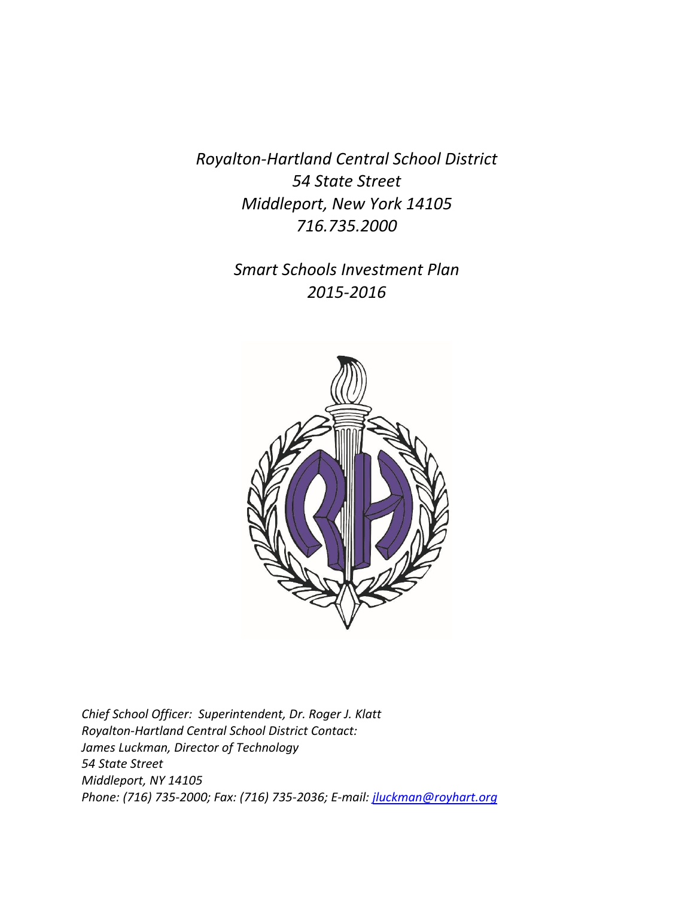*Royalton-Hartland Central School District*
*54 State Street*
*Middleport, New York 14105*
*716.735.2000*

*Smart Schools Investment Plan*
*2015-2016*

*Chief School Officer: Superintendent, Dr. Roger J. Klatt*
*Royalton-Hartland Central School District Contact:*
*James Luckman, Director of Technology*
*54 State Street*
*Middleport, NY 14105*
*Phone: (716) 735-2000; Fax: (716) 735-2036; E-mail: jluckman@royhart.org*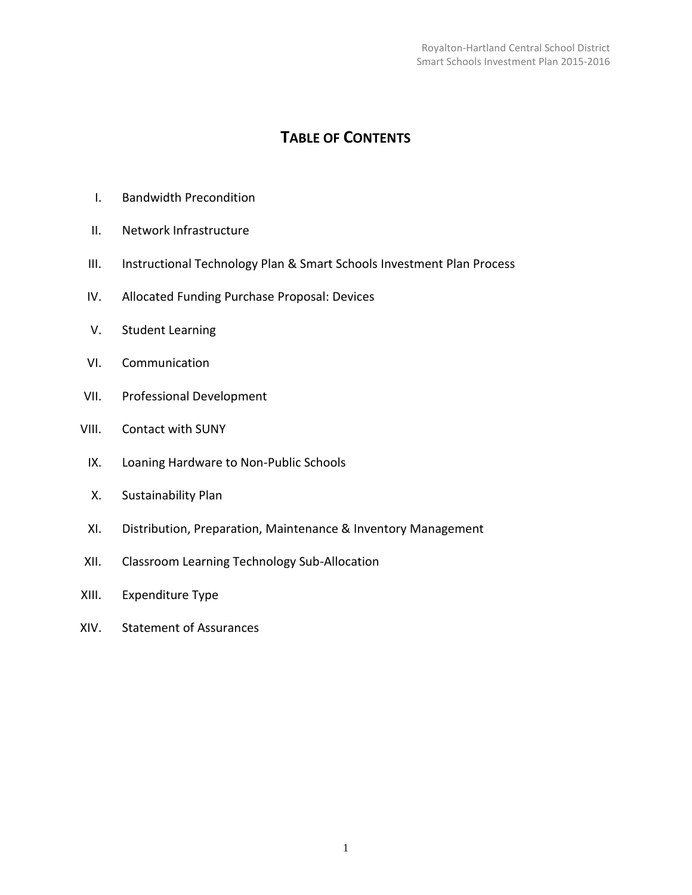# TABLE OF CONTENTS

I. Bandwidth Precondition

II. Network Infrastructure

III. Instructional Technology Plan & Smart Schools Investment Plan Process

IV. Allocated Funding Purchase Proposal: Devices

V. Student Learning

VI. Communication

VII. Professional Development

VIII. Contact with SUNY

IX. Loaning Hardware to Non-Public Schools

X. Sustainability Plan

XI. Distribution, Preparation, Maintenance & Inventory Management

XII. Classroom Learning Technology Sub-Allocation

XIII. Expenditure Type

XIV. Statement of Assurances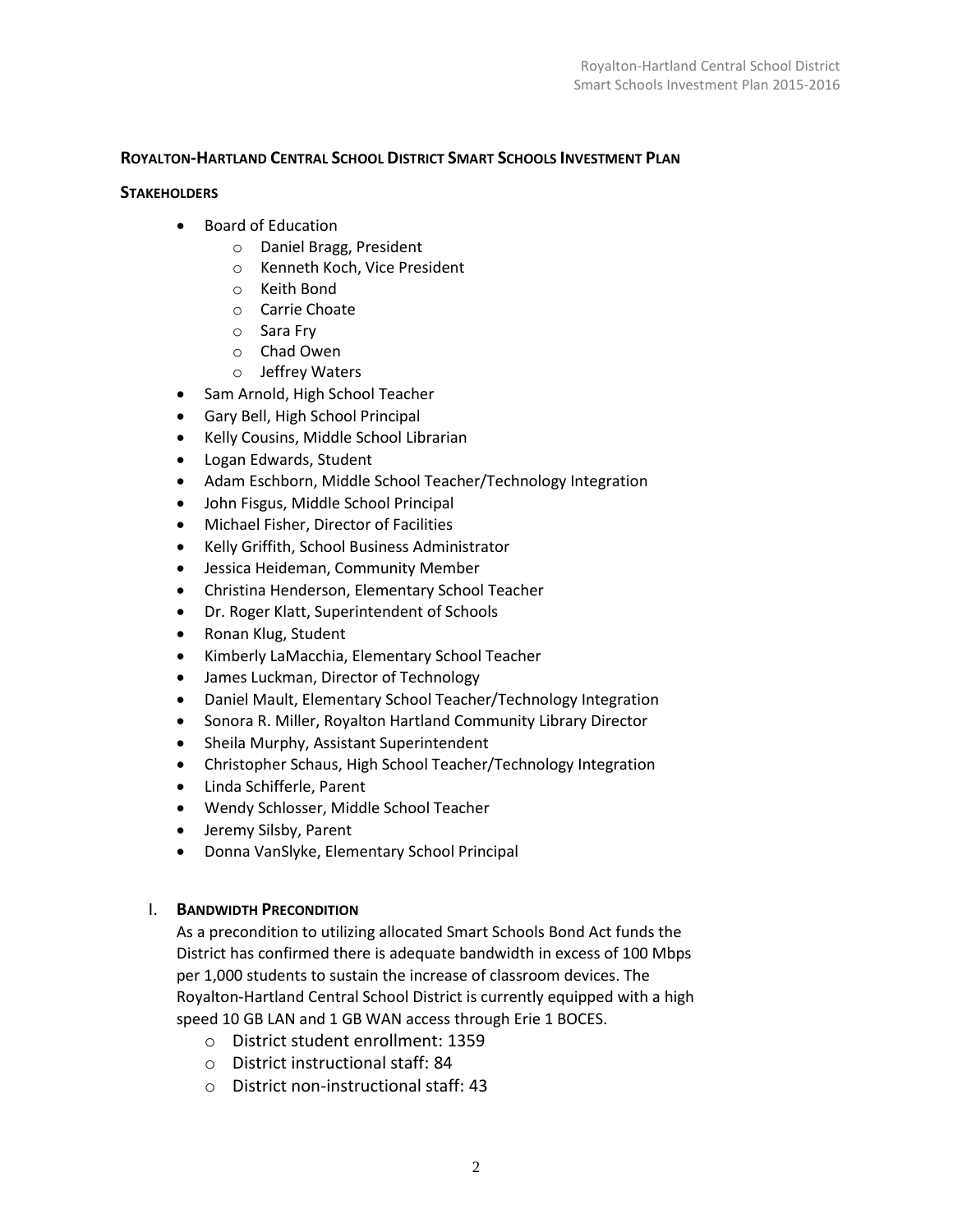## ROYALTON-HARTLAND CENTRAL SCHOOL DISTRICT SMART SCHOOLS INVESTMENT PLAN

### STAKEHOLDERS

- Board of Education
  - Daniel Bragg, President
  - Kenneth Koch, Vice President
  - Keith Bond
  - Carrie Choate
  - Sara Fry
  - Chad Owen
  - Jeffrey Waters
- Sam Arnold, High School Teacher
- Gary Bell, High School Principal
- Kelly Cousins, Middle School Librarian
- Logan Edwards, Student
- Adam Eschborn, Middle School Teacher/Technology Integration
- John Fisgus, Middle School Principal
- Michael Fisher, Director of Facilities
- Kelly Griffith, School Business Administrator
- Jessica Heideman, Community Member
- Christina Henderson, Elementary School Teacher
- Dr. Roger Klatt, Superintendent of Schools
- Ronan Klug, Student
- Kimberly LaMacchia, Elementary School Teacher
- James Luckman, Director of Technology
- Daniel Mault, Elementary School Teacher/Technology Integration
- Sonora R. Miller, Royalton Hartland Community Library Director
- Sheila Murphy, Assistant Superintendent
- Christopher Schaus, High School Teacher/Technology Integration
- Linda Schifferle, Parent
- Wendy Schlosser, Middle School Teacher
- Jeremy Silsby, Parent
- Donna VanSlyke, Elementary School Principal

### I. BANDWIDTH PRECONDITION

As a precondition to utilizing allocated Smart Schools Bond Act funds the District has confirmed there is adequate bandwidth in excess of 100 Mbps per 1,000 students to sustain the increase of classroom devices. The Royalton-Hartland Central School District is currently equipped with a high speed 10 GB LAN and 1 GB WAN access through Erie 1 BOCES.

- District student enrollment: 1359
- District instructional staff: 84
- District non-instructional staff: 43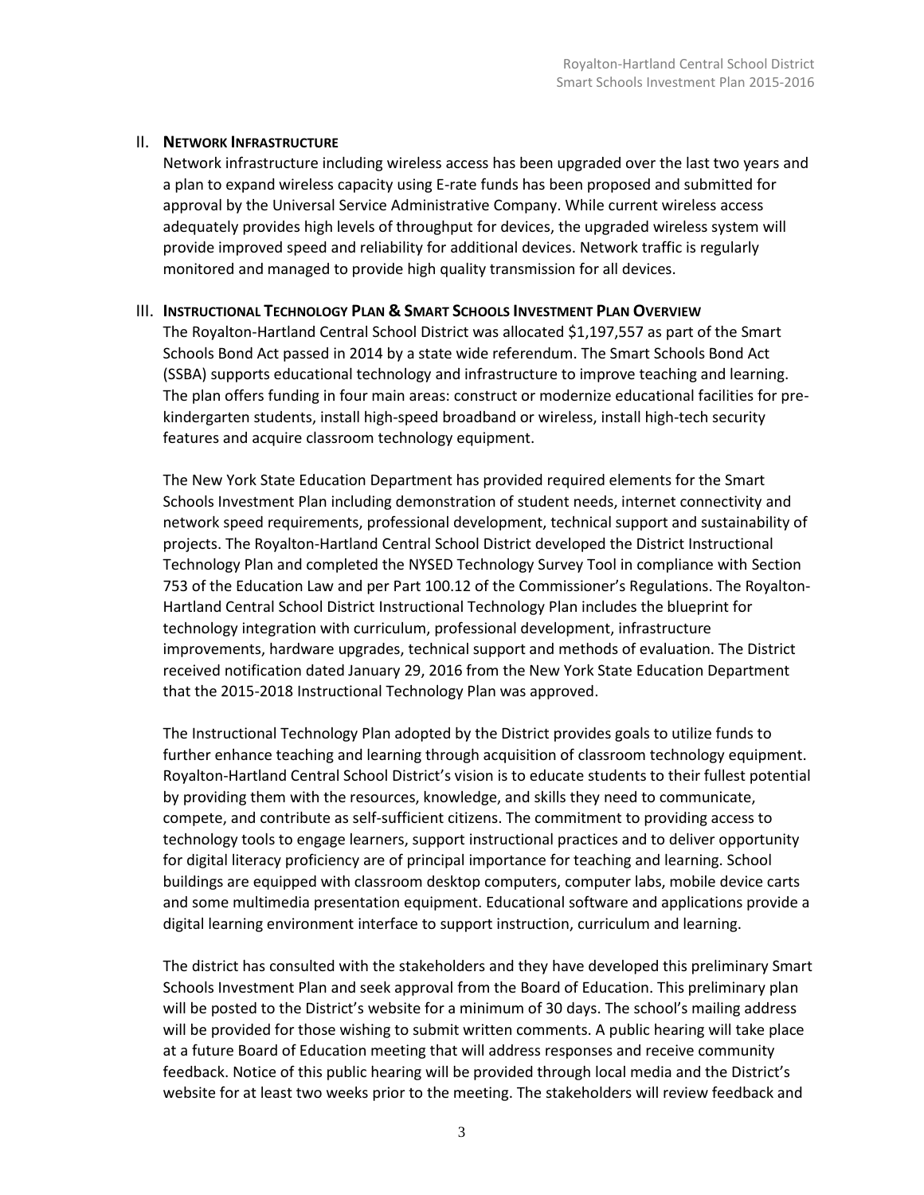## II. Network Infrastructure

Network infrastructure including wireless access has been upgraded over the last two years and a plan to expand wireless capacity using E-rate funds has been proposed and submitted for approval by the Universal Service Administrative Company. While current wireless access adequately provides high levels of throughput for devices, the upgraded wireless system will provide improved speed and reliability for additional devices. Network traffic is regularly monitored and managed to provide high quality transmission for all devices.

## III. Instructional Technology Plan & Smart Schools Investment Plan Overview

The Royalton-Hartland Central School District was allocated $1,197,557 as part of the Smart Schools Bond Act passed in 2014 by a state wide referendum. The Smart Schools Bond Act (SSBA) supports educational technology and infrastructure to improve teaching and learning. The plan offers funding in four main areas: construct or modernize educational facilities for pre-kindergarten students, install high-speed broadband or wireless, install high-tech security features and acquire classroom technology equipment.

The New York State Education Department has provided required elements for the Smart Schools Investment Plan including demonstration of student needs, internet connectivity and network speed requirements, professional development, technical support and sustainability of projects. The Royalton-Hartland Central School District developed the District Instructional Technology Plan and completed the NYSED Technology Survey Tool in compliance with Section 753 of the Education Law and per Part 100.12 of the Commissioner's Regulations. The Royalton-Hartland Central School District Instructional Technology Plan includes the blueprint for technology integration with curriculum, professional development, infrastructure improvements, hardware upgrades, technical support and methods of evaluation. The District received notification dated January 29, 2016 from the New York State Education Department that the 2015-2018 Instructional Technology Plan was approved.

The Instructional Technology Plan adopted by the District provides goals to utilize funds to further enhance teaching and learning through acquisition of classroom technology equipment. Royalton-Hartland Central School District's vision is to educate students to their fullest potential by providing them with the resources, knowledge, and skills they need to communicate, compete, and contribute as self-sufficient citizens. The commitment to providing access to technology tools to engage learners, support instructional practices and to deliver opportunity for digital literacy proficiency are of principal importance for teaching and learning. School buildings are equipped with classroom desktop computers, computer labs, mobile device carts and some multimedia presentation equipment. Educational software and applications provide a digital learning environment interface to support instruction, curriculum and learning.

The district has consulted with the stakeholders and they have developed this preliminary Smart Schools Investment Plan and seek approval from the Board of Education. This preliminary plan will be posted to the District's website for a minimum of 30 days. The school's mailing address will be provided for those wishing to submit written comments. A public hearing will take place at a future Board of Education meeting that will address responses and receive community feedback. Notice of this public hearing will be provided through local media and the District's website for at least two weeks prior to the meeting. The stakeholders will review feedback and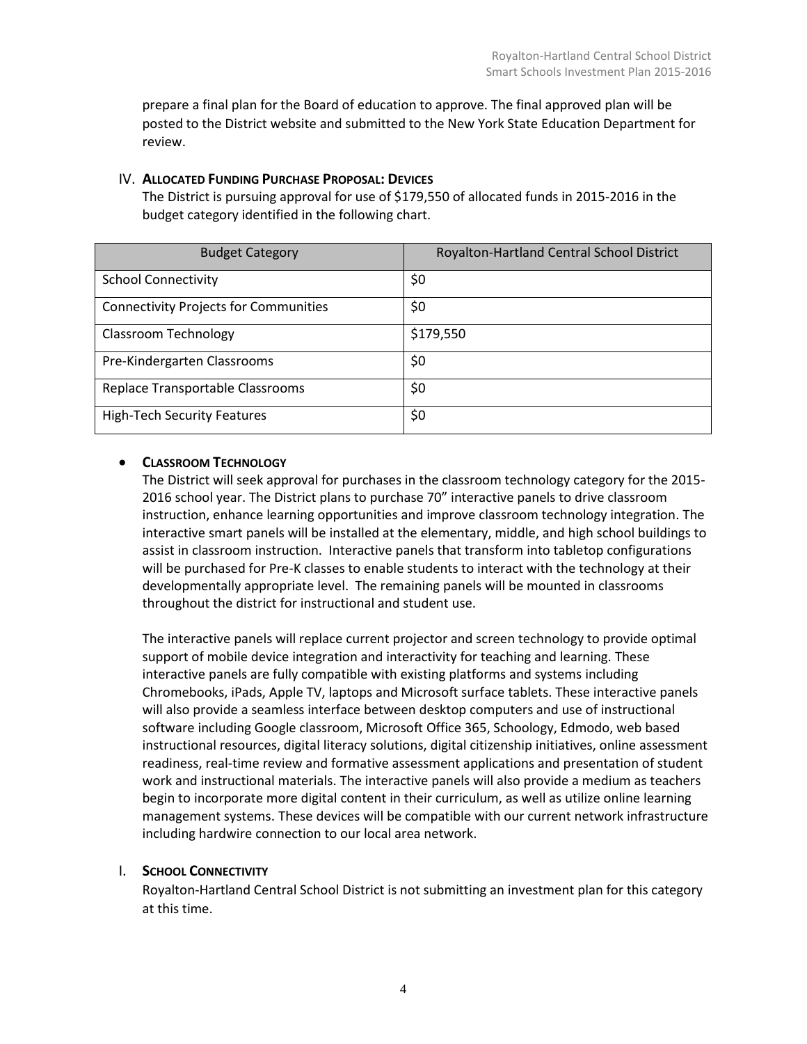prepare a final plan for the Board of education to approve. The final approved plan will be posted to the District website and submitted to the New York State Education Department for review.

## IV. ALLOCATED FUNDING PURCHASE PROPOSAL: DEVICES

The District is pursuing approval for use of $179,550 of allocated funds in 2015-2016 in the budget category identified in the following chart.

| Budget Category | Royalton-Hartland Central School District |
|---|---|
| School Connectivity | $0 |
| Connectivity Projects for Communities | $0 |
| Classroom Technology | $179,550 |
| Pre-Kindergarten Classrooms | $0 |
| Replace Transportable Classrooms | $0 |
| High-Tech Security Features | $0 |

- **CLASSROOM TECHNOLOGY**

  The District will seek approval for purchases in the classroom technology category for the 2015-2016 school year. The District plans to purchase 70" interactive panels to drive classroom instruction, enhance learning opportunities and improve classroom technology integration. The interactive smart panels will be installed at the elementary, middle, and high school buildings to assist in classroom instruction. Interactive panels that transform into tabletop configurations will be purchased for Pre-K classes to enable students to interact with the technology at their developmentally appropriate level. The remaining panels will be mounted in classrooms throughout the district for instructional and student use.

  The interactive panels will replace current projector and screen technology to provide optimal support of mobile device integration and interactivity for teaching and learning. These interactive panels are fully compatible with existing platforms and systems including Chromebooks, iPads, Apple TV, laptops and Microsoft surface tablets. These interactive panels will also provide a seamless interface between desktop computers and use of instructional software including Google classroom, Microsoft Office 365, Schoology, Edmodo, web based instructional resources, digital literacy solutions, digital citizenship initiatives, online assessment readiness, real-time review and formative assessment applications and presentation of student work and instructional materials. The interactive panels will also provide a medium as teachers begin to incorporate more digital content in their curriculum, as well as utilize online learning management systems. These devices will be compatible with our current network infrastructure including hardwire connection to our local area network.

## I. SCHOOL CONNECTIVITY

Royalton-Hartland Central School District is not submitting an investment plan for this category at this time.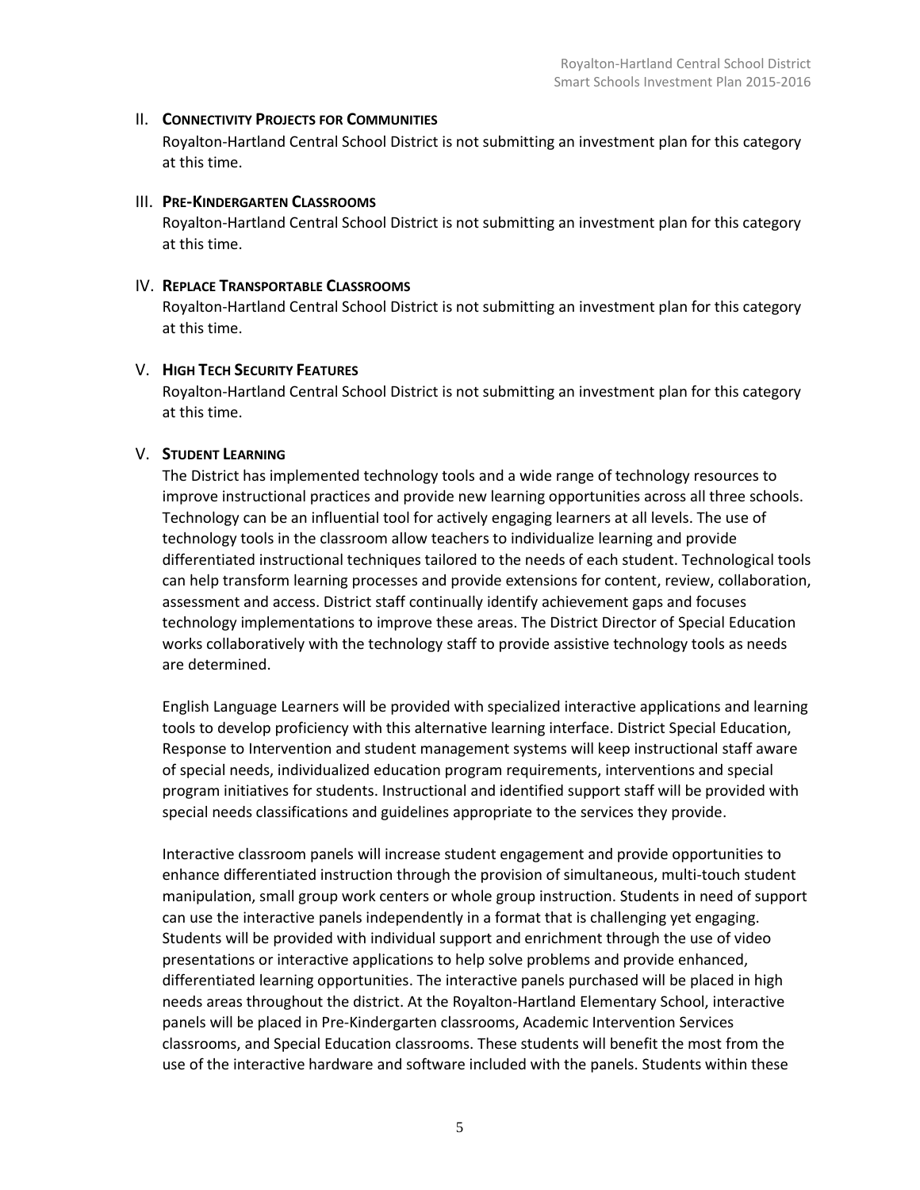## II. Connectivity Projects for Communities

Royalton-Hartland Central School District is not submitting an investment plan for this category at this time.

## III. Pre-Kindergarten Classrooms

Royalton-Hartland Central School District is not submitting an investment plan for this category at this time.

## IV. Replace Transportable Classrooms

Royalton-Hartland Central School District is not submitting an investment plan for this category at this time.

## V. High Tech Security Features

Royalton-Hartland Central School District is not submitting an investment plan for this category at this time.

## V. Student Learning

The District has implemented technology tools and a wide range of technology resources to improve instructional practices and provide new learning opportunities across all three schools. Technology can be an influential tool for actively engaging learners at all levels. The use of technology tools in the classroom allow teachers to individualize learning and provide differentiated instructional techniques tailored to the needs of each student. Technological tools can help transform learning processes and provide extensions for content, review, collaboration, assessment and access. District staff continually identify achievement gaps and focuses technology implementations to improve these areas. The District Director of Special Education works collaboratively with the technology staff to provide assistive technology tools as needs are determined.

English Language Learners will be provided with specialized interactive applications and learning tools to develop proficiency with this alternative learning interface. District Special Education, Response to Intervention and student management systems will keep instructional staff aware of special needs, individualized education program requirements, interventions and special program initiatives for students. Instructional and identified support staff will be provided with special needs classifications and guidelines appropriate to the services they provide.

Interactive classroom panels will increase student engagement and provide opportunities to enhance differentiated instruction through the provision of simultaneous, multi-touch student manipulation, small group work centers or whole group instruction. Students in need of support can use the interactive panels independently in a format that is challenging yet engaging. Students will be provided with individual support and enrichment through the use of video presentations or interactive applications to help solve problems and provide enhanced, differentiated learning opportunities. The interactive panels purchased will be placed in high needs areas throughout the district. At the Royalton-Hartland Elementary School, interactive panels will be placed in Pre-Kindergarten classrooms, Academic Intervention Services classrooms, and Special Education classrooms. These students will benefit the most from the use of the interactive hardware and software included with the panels. Students within these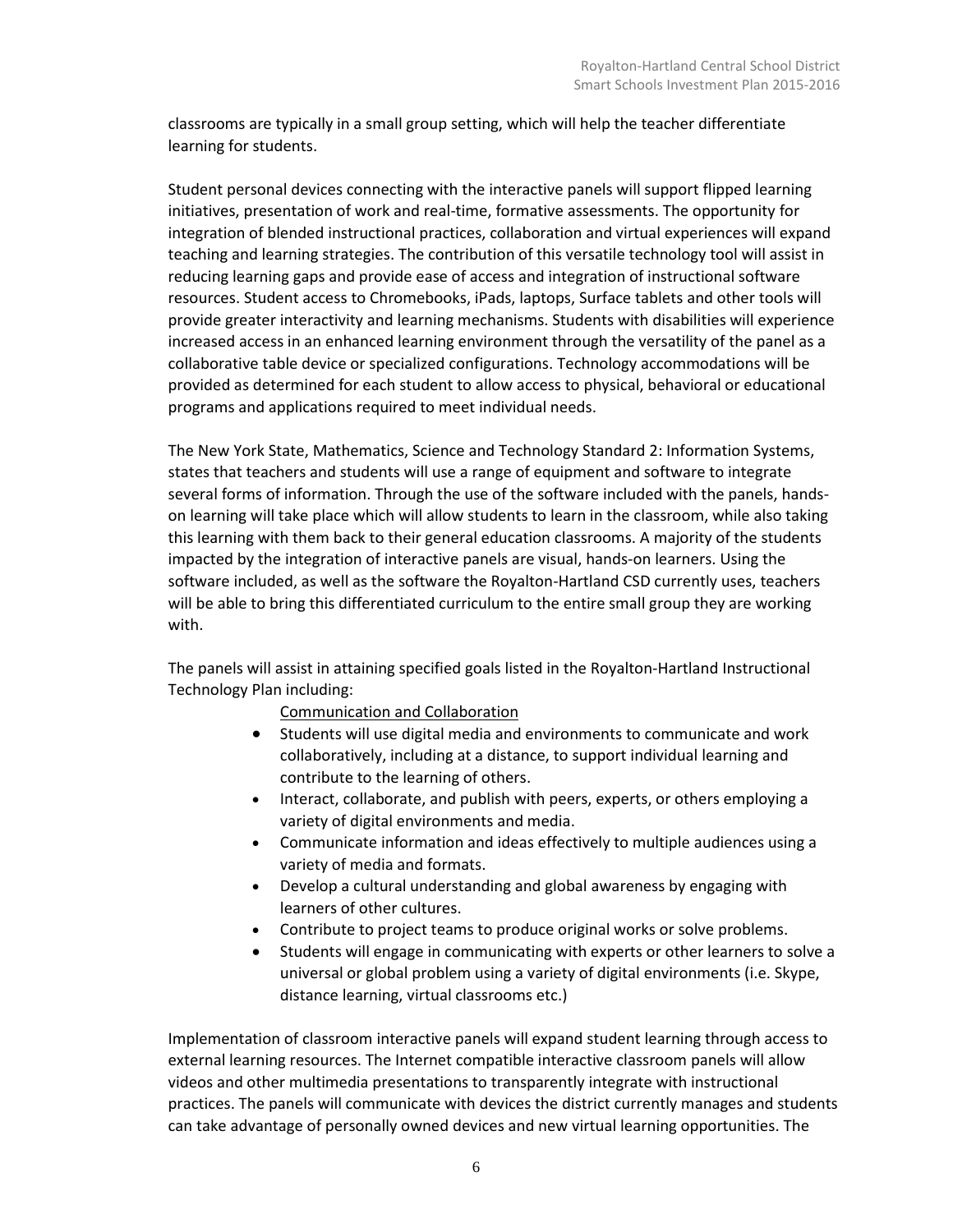classrooms are typically in a small group setting, which will help the teacher differentiate learning for students.

Student personal devices connecting with the interactive panels will support flipped learning initiatives, presentation of work and real-time, formative assessments. The opportunity for integration of blended instructional practices, collaboration and virtual experiences will expand teaching and learning strategies. The contribution of this versatile technology tool will assist in reducing learning gaps and provide ease of access and integration of instructional software resources. Student access to Chromebooks, iPads, laptops, Surface tablets and other tools will provide greater interactivity and learning mechanisms. Students with disabilities will experience increased access in an enhanced learning environment through the versatility of the panel as a collaborative table device or specialized configurations. Technology accommodations will be provided as determined for each student to allow access to physical, behavioral or educational programs and applications required to meet individual needs.

The New York State, Mathematics, Science and Technology Standard 2: Information Systems, states that teachers and students will use a range of equipment and software to integrate several forms of information. Through the use of the software included with the panels, hands-on learning will take place which will allow students to learn in the classroom, while also taking this learning with them back to their general education classrooms. A majority of the students impacted by the integration of interactive panels are visual, hands-on learners. Using the software included, as well as the software the Royalton-Hartland CSD currently uses, teachers will be able to bring this differentiated curriculum to the entire small group they are working with.

The panels will assist in attaining specified goals listed in the Royalton-Hartland Instructional Technology Plan including:

<u>Communication and Collaboration</u>

- Students will use digital media and environments to communicate and work collaboratively, including at a distance, to support individual learning and contribute to the learning of others.
- Interact, collaborate, and publish with peers, experts, or others employing a variety of digital environments and media.
- Communicate information and ideas effectively to multiple audiences using a variety of media and formats.
- Develop a cultural understanding and global awareness by engaging with learners of other cultures.
- Contribute to project teams to produce original works or solve problems.
- Students will engage in communicating with experts or other learners to solve a universal or global problem using a variety of digital environments (i.e. Skype, distance learning, virtual classrooms etc.)

Implementation of classroom interactive panels will expand student learning through access to external learning resources. The Internet compatible interactive classroom panels will allow videos and other multimedia presentations to transparently integrate with instructional practices. The panels will communicate with devices the district currently manages and students can take advantage of personally owned devices and new virtual learning opportunities. The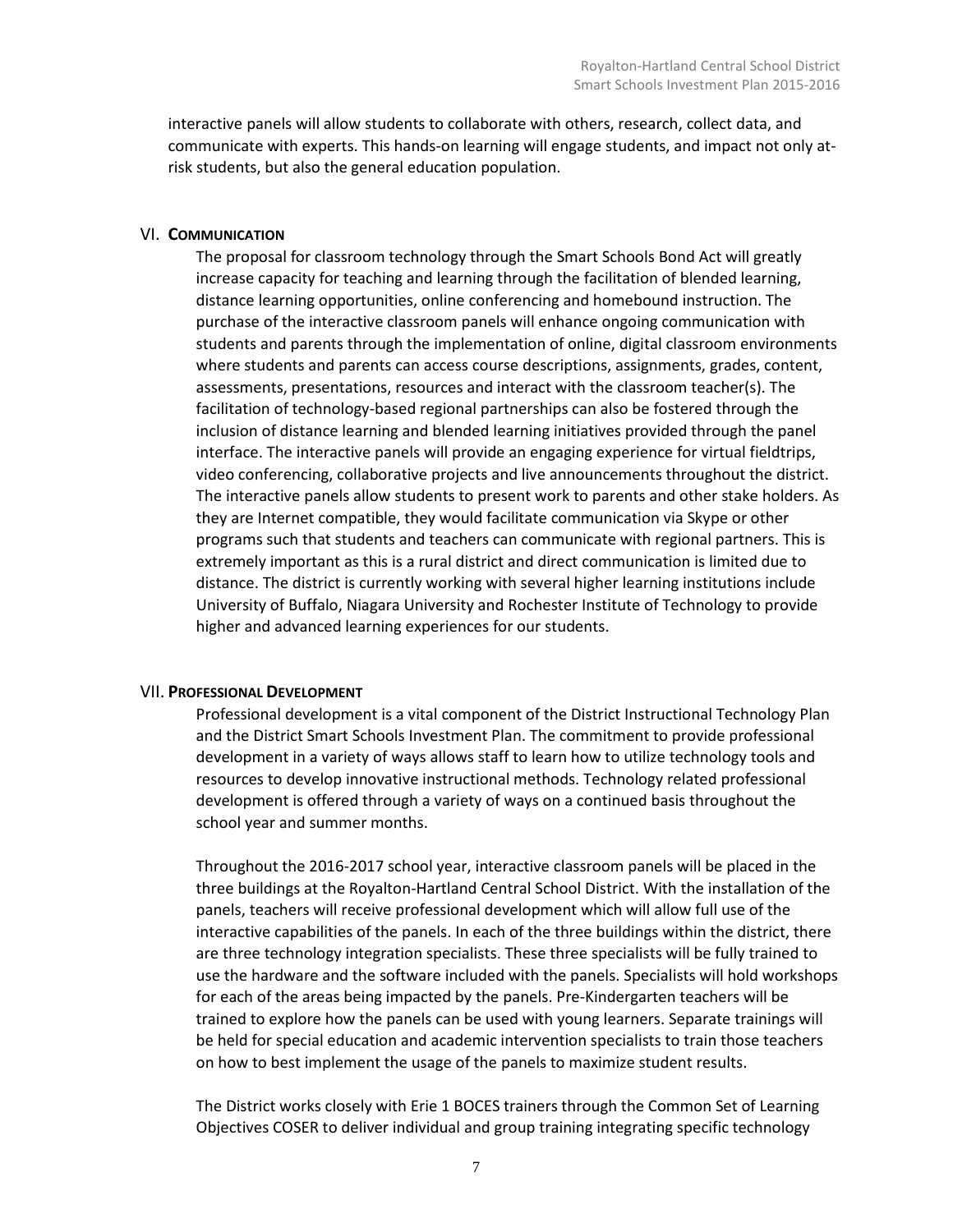interactive panels will allow students to collaborate with others, research, collect data, and communicate with experts. This hands-on learning will engage students, and impact not only at-risk students, but also the general education population.

## VI. Communication

The proposal for classroom technology through the Smart Schools Bond Act will greatly increase capacity for teaching and learning through the facilitation of blended learning, distance learning opportunities, online conferencing and homebound instruction. The purchase of the interactive classroom panels will enhance ongoing communication with students and parents through the implementation of online, digital classroom environments where students and parents can access course descriptions, assignments, grades, content, assessments, presentations, resources and interact with the classroom teacher(s). The facilitation of technology-based regional partnerships can also be fostered through the inclusion of distance learning and blended learning initiatives provided through the panel interface. The interactive panels will provide an engaging experience for virtual fieldtrips, video conferencing, collaborative projects and live announcements throughout the district. The interactive panels allow students to present work to parents and other stake holders. As they are Internet compatible, they would facilitate communication via Skype or other programs such that students and teachers can communicate with regional partners. This is extremely important as this is a rural district and direct communication is limited due to distance. The district is currently working with several higher learning institutions include University of Buffalo, Niagara University and Rochester Institute of Technology to provide higher and advanced learning experiences for our students.

## VII. Professional Development

Professional development is a vital component of the District Instructional Technology Plan and the District Smart Schools Investment Plan. The commitment to provide professional development in a variety of ways allows staff to learn how to utilize technology tools and resources to develop innovative instructional methods. Technology related professional development is offered through a variety of ways on a continued basis throughout the school year and summer months.

Throughout the 2016-2017 school year, interactive classroom panels will be placed in the three buildings at the Royalton-Hartland Central School District. With the installation of the panels, teachers will receive professional development which will allow full use of the interactive capabilities of the panels. In each of the three buildings within the district, there are three technology integration specialists. These three specialists will be fully trained to use the hardware and the software included with the panels. Specialists will hold workshops for each of the areas being impacted by the panels. Pre-Kindergarten teachers will be trained to explore how the panels can be used with young learners. Separate trainings will be held for special education and academic intervention specialists to train those teachers on how to best implement the usage of the panels to maximize student results.

The District works closely with Erie 1 BOCES trainers through the Common Set of Learning Objectives COSER to deliver individual and group training integrating specific technology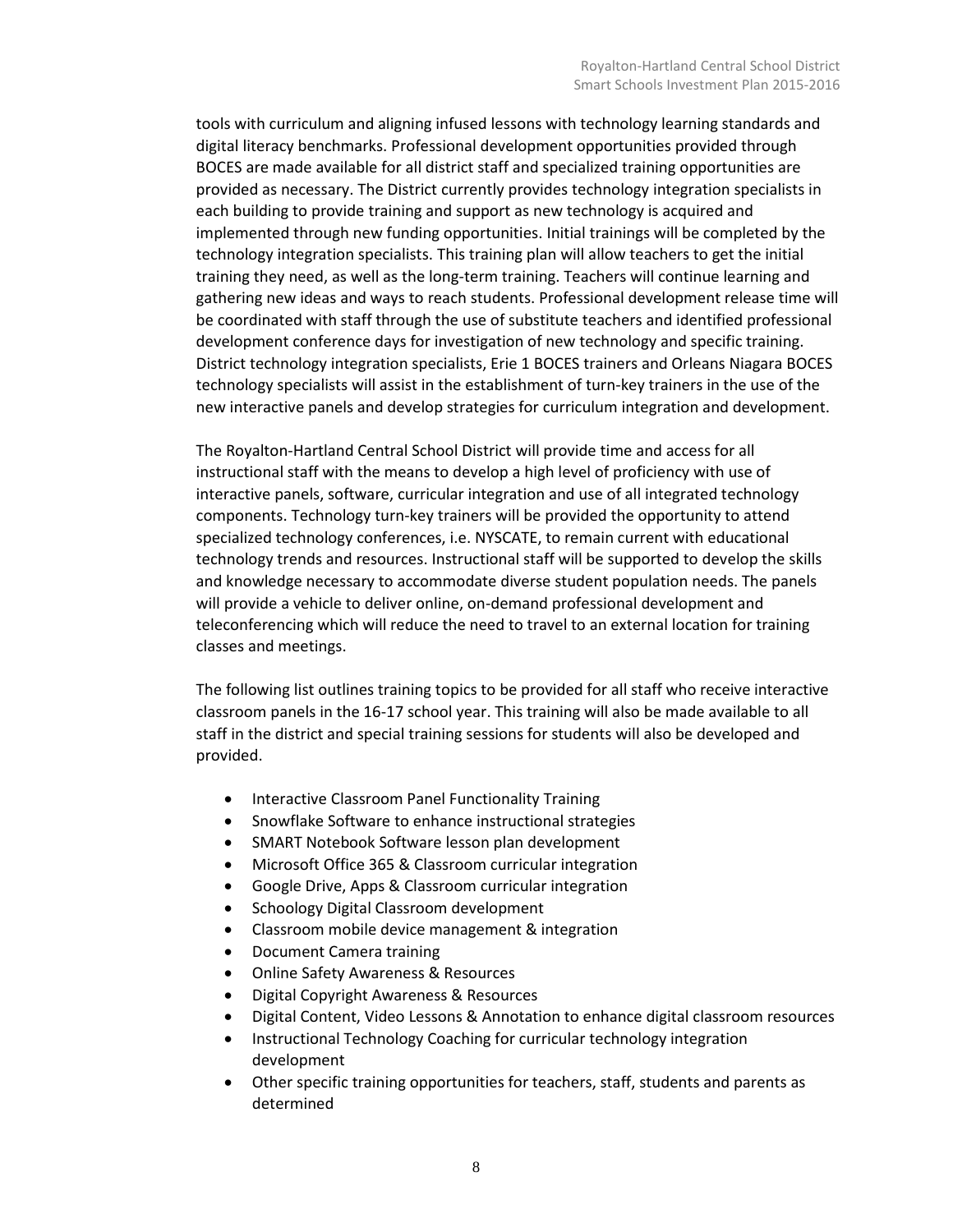tools with curriculum and aligning infused lessons with technology learning standards and digital literacy benchmarks. Professional development opportunities provided through BOCES are made available for all district staff and specialized training opportunities are provided as necessary. The District currently provides technology integration specialists in each building to provide training and support as new technology is acquired and implemented through new funding opportunities. Initial trainings will be completed by the technology integration specialists. This training plan will allow teachers to get the initial training they need, as well as the long-term training. Teachers will continue learning and gathering new ideas and ways to reach students. Professional development release time will be coordinated with staff through the use of substitute teachers and identified professional development conference days for investigation of new technology and specific training. District technology integration specialists, Erie 1 BOCES trainers and Orleans Niagara BOCES technology specialists will assist in the establishment of turn-key trainers in the use of the new interactive panels and develop strategies for curriculum integration and development.

The Royalton-Hartland Central School District will provide time and access for all instructional staff with the means to develop a high level of proficiency with use of interactive panels, software, curricular integration and use of all integrated technology components. Technology turn-key trainers will be provided the opportunity to attend specialized technology conferences, i.e. NYSCATE, to remain current with educational technology trends and resources. Instructional staff will be supported to develop the skills and knowledge necessary to accommodate diverse student population needs. The panels will provide a vehicle to deliver online, on-demand professional development and teleconferencing which will reduce the need to travel to an external location for training classes and meetings.

The following list outlines training topics to be provided for all staff who receive interactive classroom panels in the 16-17 school year. This training will also be made available to all staff in the district and special training sessions for students will also be developed and provided.

- Interactive Classroom Panel Functionality Training
- Snowflake Software to enhance instructional strategies
- SMART Notebook Software lesson plan development
- Microsoft Office 365 & Classroom curricular integration
- Google Drive, Apps & Classroom curricular integration
- Schoology Digital Classroom development
- Classroom mobile device management & integration
- Document Camera training
- Online Safety Awareness & Resources
- Digital Copyright Awareness & Resources
- Digital Content, Video Lessons & Annotation to enhance digital classroom resources
- Instructional Technology Coaching for curricular technology integration development
- Other specific training opportunities for teachers, staff, students and parents as determined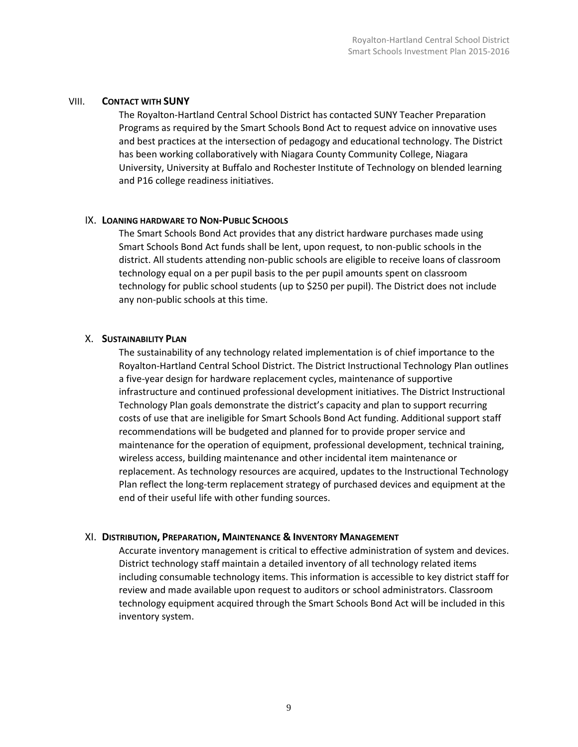## VIII. Contact with SUNY

The Royalton-Hartland Central School District has contacted SUNY Teacher Preparation Programs as required by the Smart Schools Bond Act to request advice on innovative uses and best practices at the intersection of pedagogy and educational technology. The District has been working collaboratively with Niagara County Community College, Niagara University, University at Buffalo and Rochester Institute of Technology on blended learning and P16 college readiness initiatives.

## IX. Loaning hardware to Non-Public Schools

The Smart Schools Bond Act provides that any district hardware purchases made using Smart Schools Bond Act funds shall be lent, upon request, to non-public schools in the district. All students attending non-public schools are eligible to receive loans of classroom technology equal on a per pupil basis to the per pupil amounts spent on classroom technology for public school students (up to $250 per pupil). The District does not include any non-public schools at this time.

## X. Sustainability Plan

The sustainability of any technology related implementation is of chief importance to the Royalton-Hartland Central School District. The District Instructional Technology Plan outlines a five-year design for hardware replacement cycles, maintenance of supportive infrastructure and continued professional development initiatives. The District Instructional Technology Plan goals demonstrate the district's capacity and plan to support recurring costs of use that are ineligible for Smart Schools Bond Act funding. Additional support staff recommendations will be budgeted and planned for to provide proper service and maintenance for the operation of equipment, professional development, technical training, wireless access, building maintenance and other incidental item maintenance or replacement. As technology resources are acquired, updates to the Instructional Technology Plan reflect the long-term replacement strategy of purchased devices and equipment at the end of their useful life with other funding sources.

## XI. Distribution, Preparation, Maintenance & Inventory Management

Accurate inventory management is critical to effective administration of system and devices. District technology staff maintain a detailed inventory of all technology related items including consumable technology items. This information is accessible to key district staff for review and made available upon request to auditors or school administrators. Classroom technology equipment acquired through the Smart Schools Bond Act will be included in this inventory system.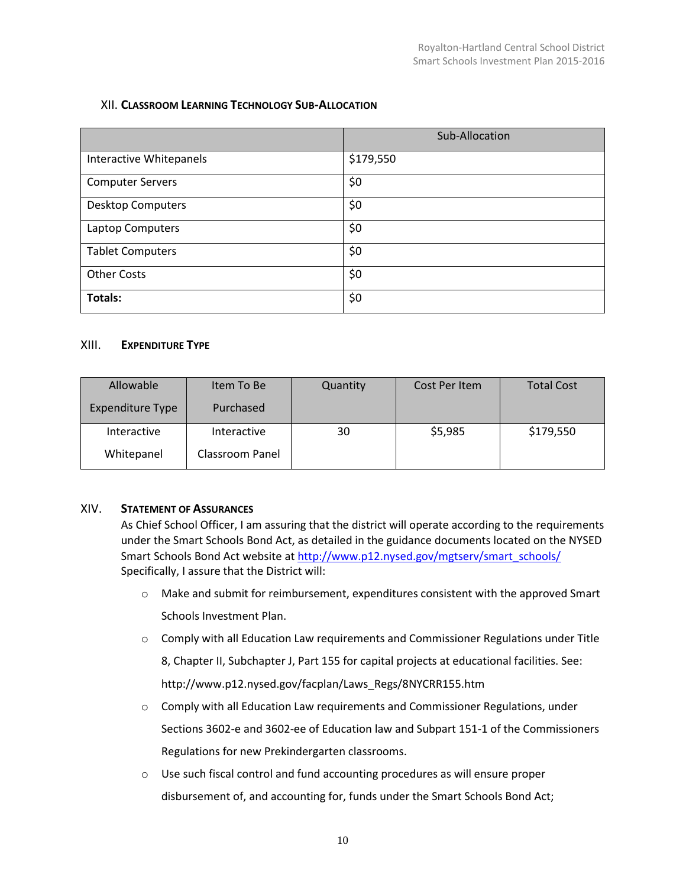## XII. Classroom Learning Technology Sub-Allocation

| | Sub-Allocation |
|---|---|
| Interactive Whitepanels | $179,550 |
| Computer Servers | $0 |
| Desktop Computers | $0 |
| Laptop Computers | $0 |
| Tablet Computers | $0 |
| Other Costs | $0 |
| **Totals:** | $0 |

## XIII. Expenditure Type

| Allowable Expenditure Type | Item To Be Purchased | Quantity | Cost Per Item | Total Cost |
|---|---|---|---|---|
| Interactive Whitepanel | Interactive Classroom Panel | 30 | $5,985 | $179,550 |

## XIV. Statement of Assurances

As Chief School Officer, I am assuring that the district will operate according to the requirements under the Smart Schools Bond Act, as detailed in the guidance documents located on the NYSED Smart Schools Bond Act website at http://www.p12.nysed.gov/mgtserv/smart_schools/ Specifically, I assure that the District will:

- Make and submit for reimbursement, expenditures consistent with the approved Smart Schools Investment Plan.
- Comply with all Education Law requirements and Commissioner Regulations under Title 8, Chapter II, Subchapter J, Part 155 for capital projects at educational facilities. See: http://www.p12.nysed.gov/facplan/Laws_Regs/8NYCRR155.htm
- Comply with all Education Law requirements and Commissioner Regulations, under Sections 3602-e and 3602-ee of Education law and Subpart 151-1 of the Commissioners Regulations for new Prekindergarten classrooms.
- Use such fiscal control and fund accounting procedures as will ensure proper disbursement of, and accounting for, funds under the Smart Schools Bond Act;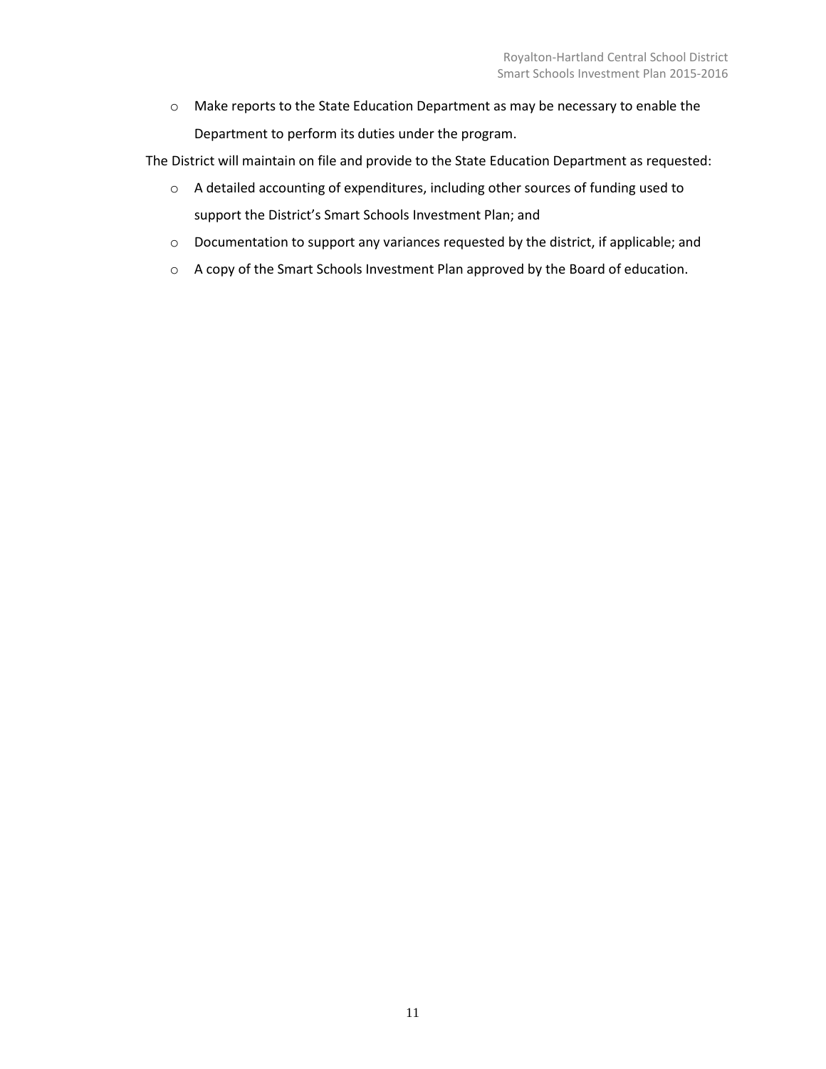- Make reports to the State Education Department as may be necessary to enable the Department to perform its duties under the program.

The District will maintain on file and provide to the State Education Department as requested:

- A detailed accounting of expenditures, including other sources of funding used to support the District's Smart Schools Investment Plan; and
- Documentation to support any variances requested by the district, if applicable; and
- A copy of the Smart Schools Investment Plan approved by the Board of education.